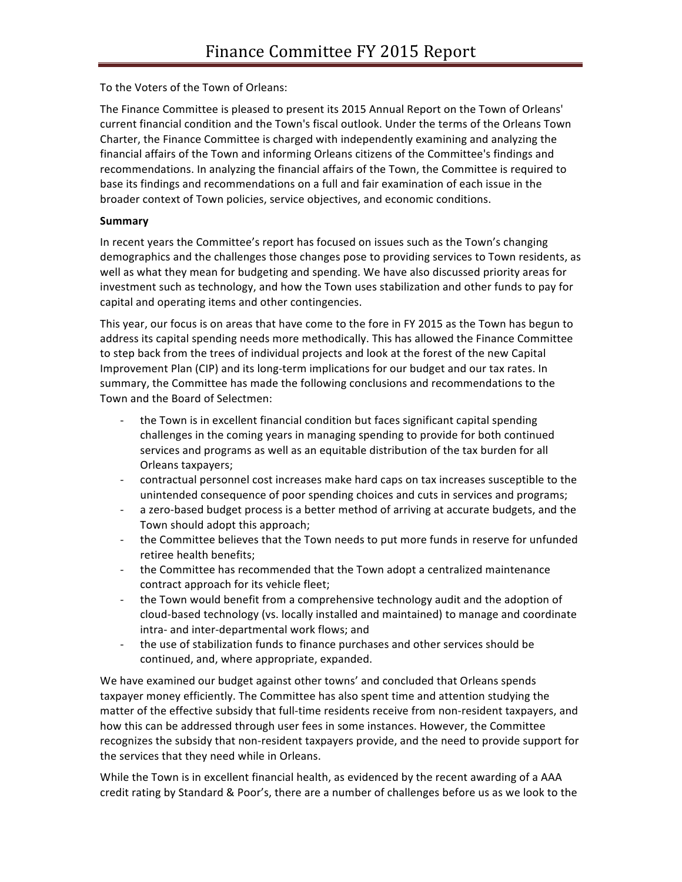# Finance Committee FY 2015 Report

To the Voters of the Town of Orleans:

The Finance Committee is pleased to present its 2015 Annual Report on the Town of Orleans' current financial condition and the Town's fiscal outlook. Under the terms of the Orleans Town Charter, the Finance Committee is charged with independently examining and analyzing the financial affairs of the Town and informing Orleans citizens of the Committee's findings and recommendations. In analyzing the financial affairs of the Town, the Committee is required to base its findings and recommendations on a full and fair examination of each issue in the broader context of Town policies, service objectives, and economic conditions.

**Summary**

In recent years the Committee's report has focused on issues such as the Town's changing demographics and the challenges those changes pose to providing services to Town residents, as well as what they mean for budgeting and spending. We have also discussed priority areas for investment such as technology, and how the Town uses stabilization and other funds to pay for capital and operating items and other contingencies.

This year, our focus is on areas that have come to the fore in FY 2015 as the Town has begun to address its capital spending needs more methodically. This has allowed the Finance Committee to step back from the trees of individual projects and look at the forest of the new Capital Improvement Plan (CIP) and its long-term implications for our budget and our tax rates. In summary, the Committee has made the following conclusions and recommendations to the Town and the Board of Selectmen:

- the Town is in excellent financial condition but faces significant capital spending challenges in the coming years in managing spending to provide for both continued services and programs as well as an equitable distribution of the tax burden for all Orleans taxpayers;
- contractual personnel cost increases make hard caps on tax increases susceptible to the unintended consequence of poor spending choices and cuts in services and programs;
- a zero-based budget process is a better method of arriving at accurate budgets, and the Town should adopt this approach;
- the Committee believes that the Town needs to put more funds in reserve for unfunded retiree health benefits;
- the Committee has recommended that the Town adopt a centralized maintenance contract approach for its vehicle fleet;
- the Town would benefit from a comprehensive technology audit and the adoption of cloud-based technology (vs. locally installed and maintained) to manage and coordinate intra- and inter-departmental work flows; and
- the use of stabilization funds to finance purchases and other services should be continued, and, where appropriate, expanded.

We have examined our budget against other towns' and concluded that Orleans spends taxpayer money efficiently. The Committee has also spent time and attention studying the matter of the effective subsidy that full-time residents receive from non-resident taxpayers, and how this can be addressed through user fees in some instances. However, the Committee recognizes the subsidy that non-resident taxpayers provide, and the need to provide support for the services that they need while in Orleans.

While the Town is in excellent financial health, as evidenced by the recent awarding of a AAA credit rating by Standard & Poor's, there are a number of challenges before us as we look to the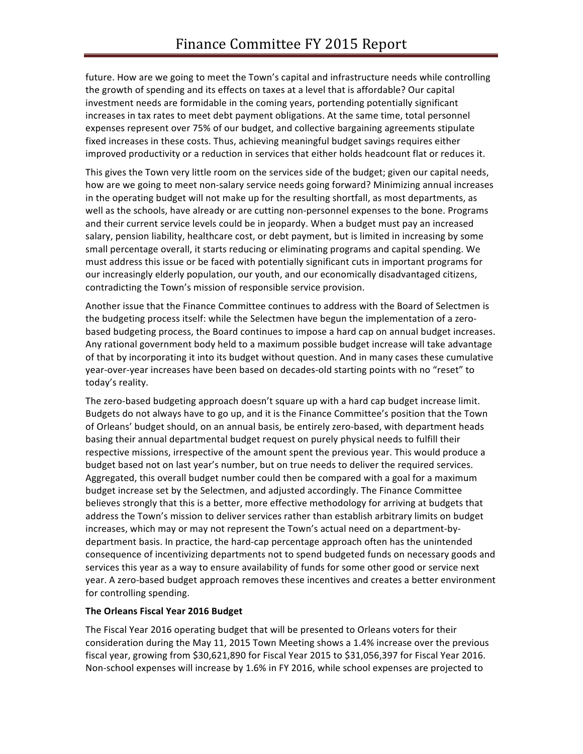future. How are we going to meet the Town's capital and infrastructure needs while controlling the growth of spending and its effects on taxes at a level that is affordable? Our capital investment needs are formidable in the coming years, portending potentially significant increases in tax rates to meet debt payment obligations. At the same time, total personnel expenses represent over 75% of our budget, and collective bargaining agreements stipulate fixed increases in these costs. Thus, achieving meaningful budget savings requires either improved productivity or a reduction in services that either holds headcount flat or reduces it.

This gives the Town very little room on the services side of the budget; given our capital needs, how are we going to meet non-salary service needs going forward? Minimizing annual increases in the operating budget will not make up for the resulting shortfall, as most departments, as well as the schools, have already or are cutting non-personnel expenses to the bone. Programs and their current service levels could be in jeopardy. When a budget must pay an increased salary, pension liability, healthcare cost, or debt payment, but is limited in increasing by some small percentage overall, it starts reducing or eliminating programs and capital spending. We must address this issue or be faced with potentially significant cuts in important programs for our increasingly elderly population, our youth, and our economically disadvantaged citizens, contradicting the Town's mission of responsible service provision.

Another issue that the Finance Committee continues to address with the Board of Selectmen is the budgeting process itself: while the Selectmen have begun the implementation of a zero-based budgeting process, the Board continues to impose a hard cap on annual budget increases. Any rational government body held to a maximum possible budget increase will take advantage of that by incorporating it into its budget without question. And in many cases these cumulative year-over-year increases have been based on decades-old starting points with no "reset" to today's reality.

The zero-based budgeting approach doesn't square up with a hard cap budget increase limit. Budgets do not always have to go up, and it is the Finance Committee's position that the Town of Orleans' budget should, on an annual basis, be entirely zero-based, with department heads basing their annual departmental budget request on purely physical needs to fulfill their respective missions, irrespective of the amount spent the previous year. This would produce a budget based not on last year's number, but on true needs to deliver the required services. Aggregated, this overall budget number could then be compared with a goal for a maximum budget increase set by the Selectmen, and adjusted accordingly. The Finance Committee believes strongly that this is a better, more effective methodology for arriving at budgets that address the Town's mission to deliver services rather than establish arbitrary limits on budget increases, which may or may not represent the Town's actual need on a department-by-department basis. In practice, the hard-cap percentage approach often has the unintended consequence of incentivizing departments not to spend budgeted funds on necessary goods and services this year as a way to ensure availability of funds for some other good or service next year. A zero-based budget approach removes these incentives and creates a better environment for controlling spending.

**The Orleans Fiscal Year 2016 Budget**

The Fiscal Year 2016 operating budget that will be presented to Orleans voters for their consideration during the May 11, 2015 Town Meeting shows a 1.4% increase over the previous fiscal year, growing from $30,621,890 for Fiscal Year 2015 to $31,056,397 for Fiscal Year 2016. Non-school expenses will increase by 1.6% in FY 2016, while school expenses are projected to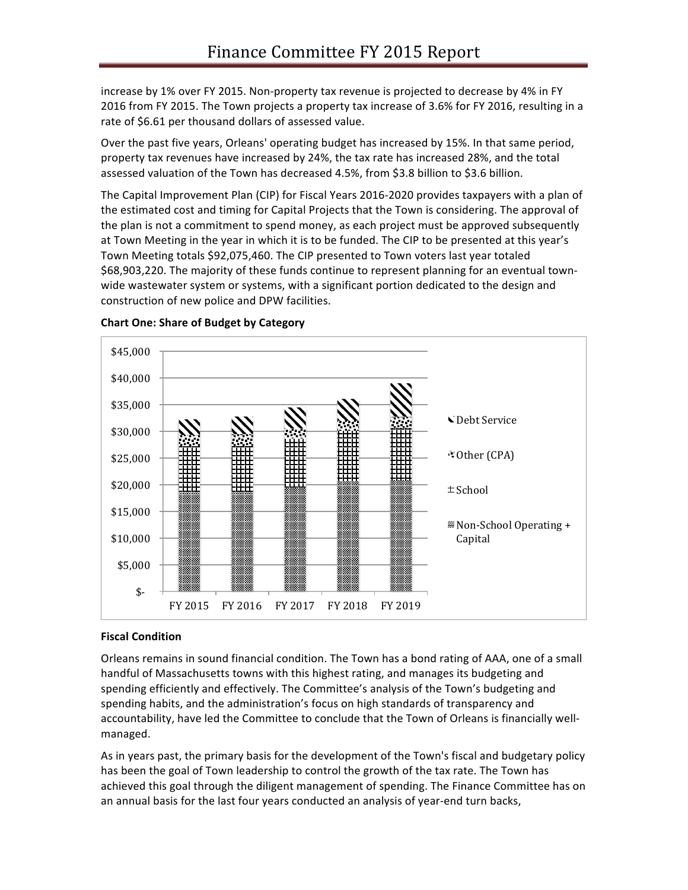increase by 1% over FY 2015. Non-property tax revenue is projected to decrease by 4% in FY 2016 from FY 2015. The Town projects a property tax increase of 3.6% for FY 2016, resulting in a rate of $6.61 per thousand dollars of assessed value.

Over the past five years, Orleans' operating budget has increased by 15%. In that same period, property tax revenues have increased by 24%, the tax rate has increased 28%, and the total assessed valuation of the Town has decreased 4.5%, from $3.8 billion to $3.6 billion.

The Capital Improvement Plan (CIP) for Fiscal Years 2016-2020 provides taxpayers with a plan of the estimated cost and timing for Capital Projects that the Town is considering. The approval of the plan is not a commitment to spend money, as each project must be approved subsequently at Town Meeting in the year in which it is to be funded. The CIP to be presented at this year's Town Meeting totals $92,075,460. The CIP presented to Town voters last year totaled $68,903,220. The majority of these funds continue to represent planning for an eventual town-wide wastewater system or systems, with a significant portion dedicated to the design and construction of new police and DPW facilities.

**Chart One: Share of Budget by Category**

$45,000 / $40,000 / $35,000 / $30,000 / $25,000 / $20,000 / $15,000 / $10,000 / $5,000 / $-

FY 2015 FY 2016 FY 2017 FY 2018 FY 2019

Debt Service

Other (CPA)

School

Non-School Operating + Capital

**Fiscal Condition**

Orleans remains in sound financial condition. The Town has a bond rating of AAA, one of a small handful of Massachusetts towns with this highest rating, and manages its budgeting and spending efficiently and effectively. The Committee's analysis of the Town's budgeting and spending habits, and the administration's focus on high standards of transparency and accountability, have led the Committee to conclude that the Town of Orleans is financially well-managed.

As in years past, the primary basis for the development of the Town's fiscal and budgetary policy has been the goal of Town leadership to control the growth of the tax rate. The Town has achieved this goal through the diligent management of spending. The Finance Committee has on an annual basis for the last four years conducted an analysis of year-end turn backs,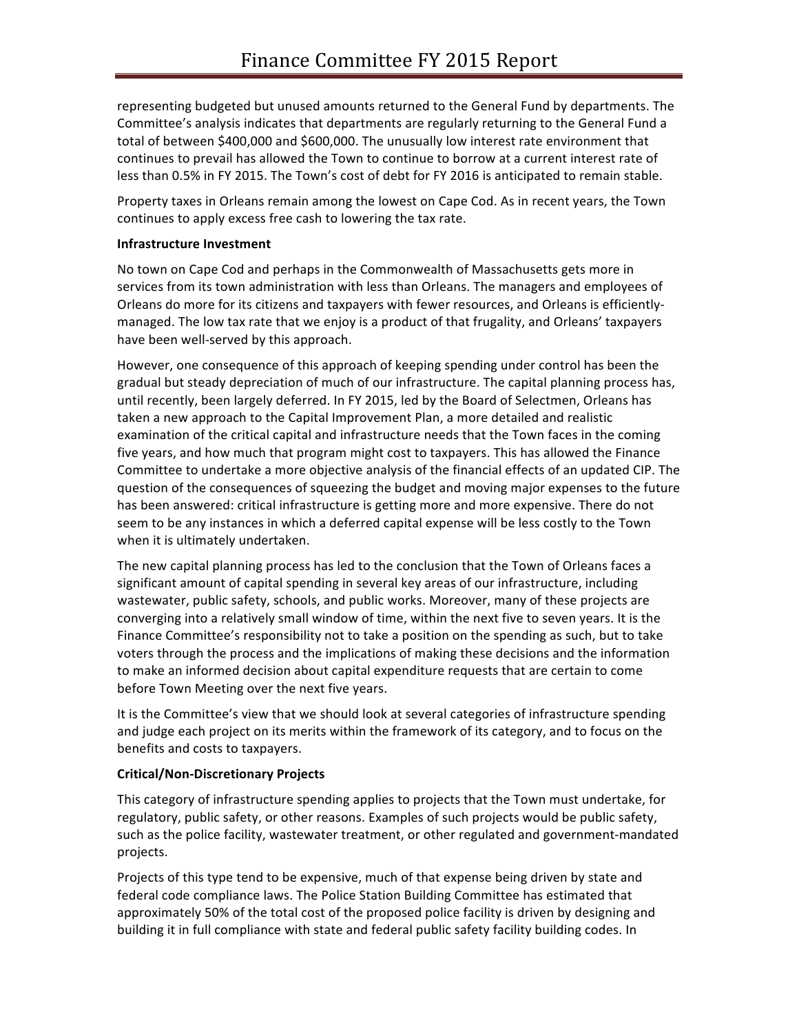representing budgeted but unused amounts returned to the General Fund by departments. The Committee's analysis indicates that departments are regularly returning to the General Fund a total of between $400,000 and $600,000. The unusually low interest rate environment that continues to prevail has allowed the Town to continue to borrow at a current interest rate of less than 0.5% in FY 2015. The Town's cost of debt for FY 2016 is anticipated to remain stable.

Property taxes in Orleans remain among the lowest on Cape Cod. As in recent years, the Town continues to apply excess free cash to lowering the tax rate.

**Infrastructure Investment**

No town on Cape Cod and perhaps in the Commonwealth of Massachusetts gets more in services from its town administration with less than Orleans. The managers and employees of Orleans do more for its citizens and taxpayers with fewer resources, and Orleans is efficiently-managed. The low tax rate that we enjoy is a product of that frugality, and Orleans' taxpayers have been well-served by this approach.

However, one consequence of this approach of keeping spending under control has been the gradual but steady depreciation of much of our infrastructure. The capital planning process has, until recently, been largely deferred. In FY 2015, led by the Board of Selectmen, Orleans has taken a new approach to the Capital Improvement Plan, a more detailed and realistic examination of the critical capital and infrastructure needs that the Town faces in the coming five years, and how much that program might cost to taxpayers. This has allowed the Finance Committee to undertake a more objective analysis of the financial effects of an updated CIP. The question of the consequences of squeezing the budget and moving major expenses to the future has been answered: critical infrastructure is getting more and more expensive. There do not seem to be any instances in which a deferred capital expense will be less costly to the Town when it is ultimately undertaken.

The new capital planning process has led to the conclusion that the Town of Orleans faces a significant amount of capital spending in several key areas of our infrastructure, including wastewater, public safety, schools, and public works. Moreover, many of these projects are converging into a relatively small window of time, within the next five to seven years. It is the Finance Committee's responsibility not to take a position on the spending as such, but to take voters through the process and the implications of making these decisions and the information to make an informed decision about capital expenditure requests that are certain to come before Town Meeting over the next five years.

It is the Committee's view that we should look at several categories of infrastructure spending and judge each project on its merits within the framework of its category, and to focus on the benefits and costs to taxpayers.

**Critical/Non-Discretionary Projects**

This category of infrastructure spending applies to projects that the Town must undertake, for regulatory, public safety, or other reasons. Examples of such projects would be public safety, such as the police facility, wastewater treatment, or other regulated and government-mandated projects.

Projects of this type tend to be expensive, much of that expense being driven by state and federal code compliance laws. The Police Station Building Committee has estimated that approximately 50% of the total cost of the proposed police facility is driven by designing and building it in full compliance with state and federal public safety facility building codes. In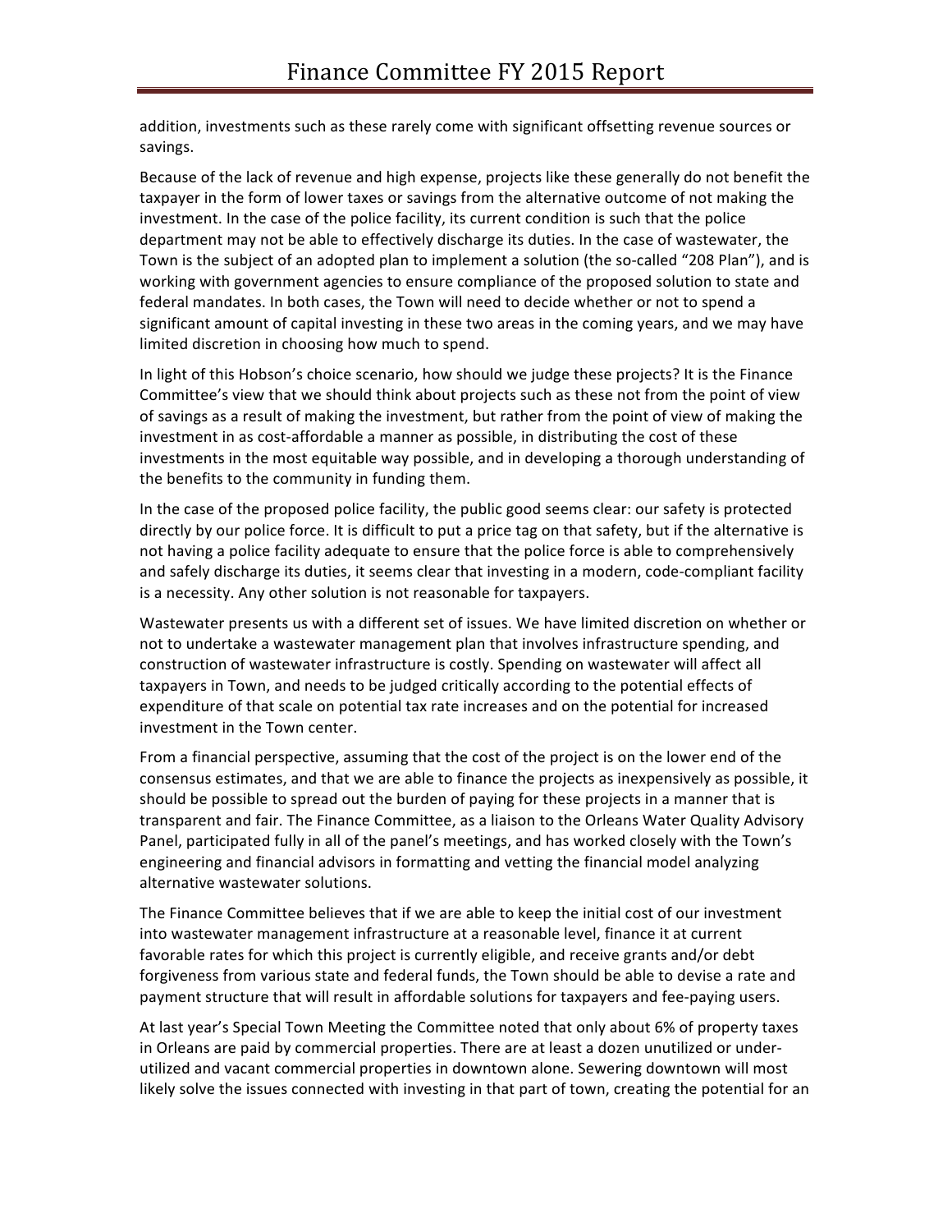addition, investments such as these rarely come with significant offsetting revenue sources or savings.

Because of the lack of revenue and high expense, projects like these generally do not benefit the taxpayer in the form of lower taxes or savings from the alternative outcome of not making the investment. In the case of the police facility, its current condition is such that the police department may not be able to effectively discharge its duties. In the case of wastewater, the Town is the subject of an adopted plan to implement a solution (the so-called "208 Plan"), and is working with government agencies to ensure compliance of the proposed solution to state and federal mandates. In both cases, the Town will need to decide whether or not to spend a significant amount of capital investing in these two areas in the coming years, and we may have limited discretion in choosing how much to spend.

In light of this Hobson's choice scenario, how should we judge these projects? It is the Finance Committee's view that we should think about projects such as these not from the point of view of savings as a result of making the investment, but rather from the point of view of making the investment in as cost-affordable a manner as possible, in distributing the cost of these investments in the most equitable way possible, and in developing a thorough understanding of the benefits to the community in funding them.

In the case of the proposed police facility, the public good seems clear: our safety is protected directly by our police force. It is difficult to put a price tag on that safety, but if the alternative is not having a police facility adequate to ensure that the police force is able to comprehensively and safely discharge its duties, it seems clear that investing in a modern, code-compliant facility is a necessity. Any other solution is not reasonable for taxpayers.

Wastewater presents us with a different set of issues. We have limited discretion on whether or not to undertake a wastewater management plan that involves infrastructure spending, and construction of wastewater infrastructure is costly. Spending on wastewater will affect all taxpayers in Town, and needs to be judged critically according to the potential effects of expenditure of that scale on potential tax rate increases and on the potential for increased investment in the Town center.

From a financial perspective, assuming that the cost of the project is on the lower end of the consensus estimates, and that we are able to finance the projects as inexpensively as possible, it should be possible to spread out the burden of paying for these projects in a manner that is transparent and fair. The Finance Committee, as a liaison to the Orleans Water Quality Advisory Panel, participated fully in all of the panel's meetings, and has worked closely with the Town's engineering and financial advisors in formatting and vetting the financial model analyzing alternative wastewater solutions.

The Finance Committee believes that if we are able to keep the initial cost of our investment into wastewater management infrastructure at a reasonable level, finance it at current favorable rates for which this project is currently eligible, and receive grants and/or debt forgiveness from various state and federal funds, the Town should be able to devise a rate and payment structure that will result in affordable solutions for taxpayers and fee-paying users.

At last year's Special Town Meeting the Committee noted that only about 6% of property taxes in Orleans are paid by commercial properties. There are at least a dozen unutilized or under-utilized and vacant commercial properties in downtown alone. Sewering downtown will most likely solve the issues connected with investing in that part of town, creating the potential for an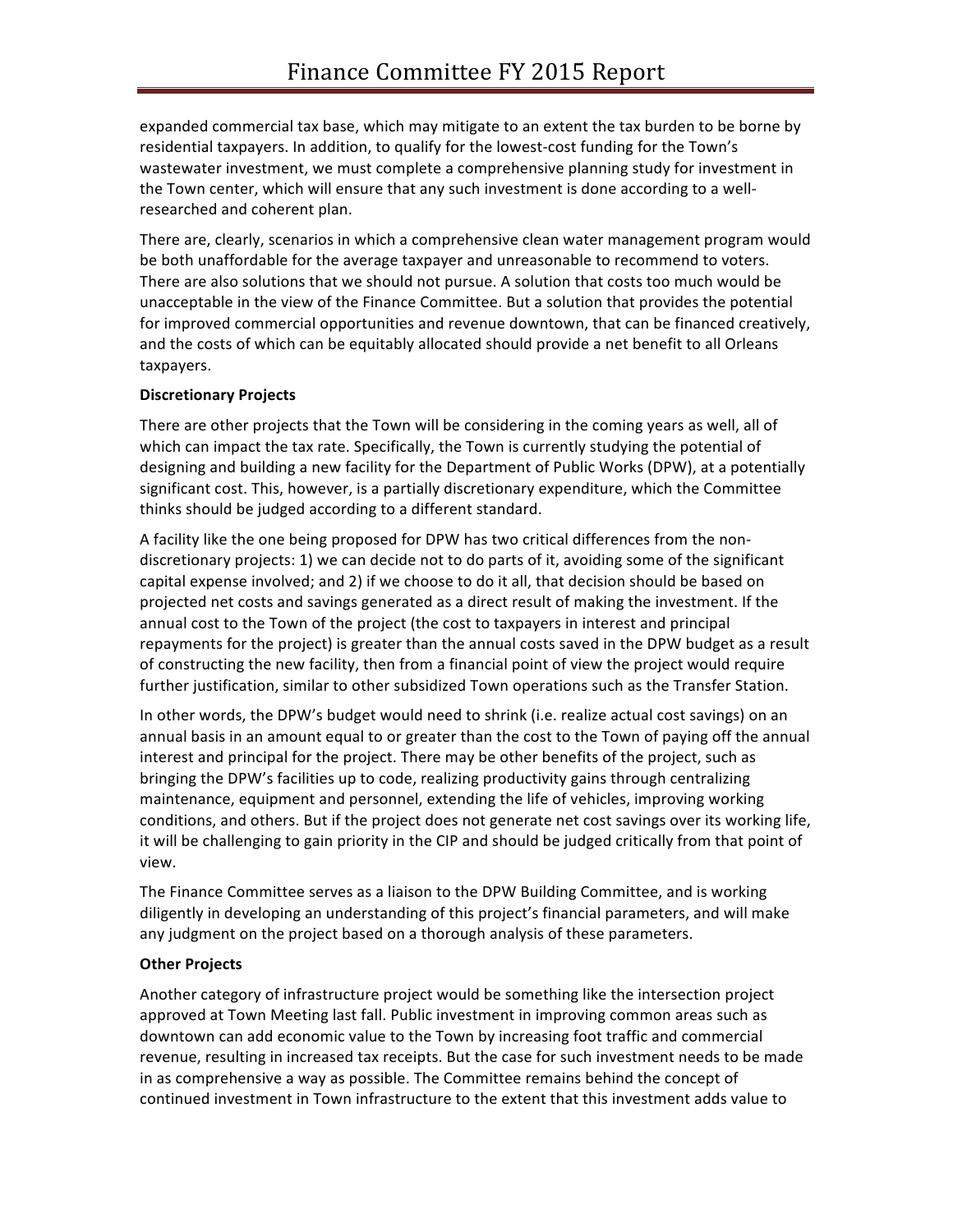expanded commercial tax base, which may mitigate to an extent the tax burden to be borne by residential taxpayers. In addition, to qualify for the lowest-cost funding for the Town's wastewater investment, we must complete a comprehensive planning study for investment in the Town center, which will ensure that any such investment is done according to a well-researched and coherent plan.

There are, clearly, scenarios in which a comprehensive clean water management program would be both unaffordable for the average taxpayer and unreasonable to recommend to voters. There are also solutions that we should not pursue. A solution that costs too much would be unacceptable in the view of the Finance Committee. But a solution that provides the potential for improved commercial opportunities and revenue downtown, that can be financed creatively, and the costs of which can be equitably allocated should provide a net benefit to all Orleans taxpayers.

**Discretionary Projects**

There are other projects that the Town will be considering in the coming years as well, all of which can impact the tax rate. Specifically, the Town is currently studying the potential of designing and building a new facility for the Department of Public Works (DPW), at a potentially significant cost. This, however, is a partially discretionary expenditure, which the Committee thinks should be judged according to a different standard.

A facility like the one being proposed for DPW has two critical differences from the non-discretionary projects: 1) we can decide not to do parts of it, avoiding some of the significant capital expense involved; and 2) if we choose to do it all, that decision should be based on projected net costs and savings generated as a direct result of making the investment. If the annual cost to the Town of the project (the cost to taxpayers in interest and principal repayments for the project) is greater than the annual costs saved in the DPW budget as a result of constructing the new facility, then from a financial point of view the project would require further justification, similar to other subsidized Town operations such as the Transfer Station.

In other words, the DPW's budget would need to shrink (i.e. realize actual cost savings) on an annual basis in an amount equal to or greater than the cost to the Town of paying off the annual interest and principal for the project. There may be other benefits of the project, such as bringing the DPW's facilities up to code, realizing productivity gains through centralizing maintenance, equipment and personnel, extending the life of vehicles, improving working conditions, and others. But if the project does not generate net cost savings over its working life, it will be challenging to gain priority in the CIP and should be judged critically from that point of view.

The Finance Committee serves as a liaison to the DPW Building Committee, and is working diligently in developing an understanding of this project's financial parameters, and will make any judgment on the project based on a thorough analysis of these parameters.

**Other Projects**

Another category of infrastructure project would be something like the intersection project approved at Town Meeting last fall. Public investment in improving common areas such as downtown can add economic value to the Town by increasing foot traffic and commercial revenue, resulting in increased tax receipts. But the case for such investment needs to be made in as comprehensive a way as possible. The Committee remains behind the concept of continued investment in Town infrastructure to the extent that this investment adds value to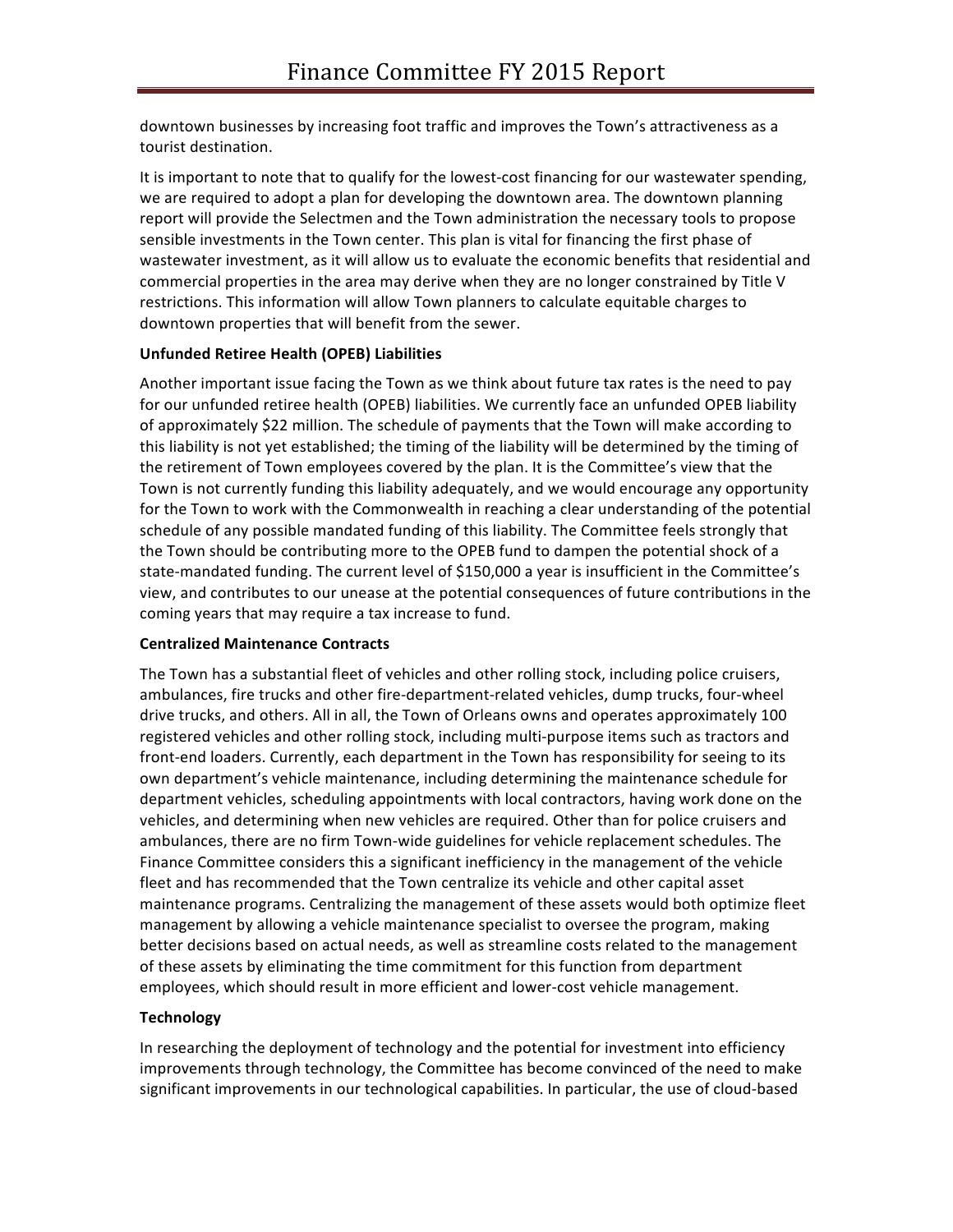downtown businesses by increasing foot traffic and improves the Town's attractiveness as a tourist destination.

It is important to note that to qualify for the lowest-cost financing for our wastewater spending, we are required to adopt a plan for developing the downtown area. The downtown planning report will provide the Selectmen and the Town administration the necessary tools to propose sensible investments in the Town center. This plan is vital for financing the first phase of wastewater investment, as it will allow us to evaluate the economic benefits that residential and commercial properties in the area may derive when they are no longer constrained by Title V restrictions. This information will allow Town planners to calculate equitable charges to downtown properties that will benefit from the sewer.

**Unfunded Retiree Health (OPEB) Liabilities**

Another important issue facing the Town as we think about future tax rates is the need to pay for our unfunded retiree health (OPEB) liabilities. We currently face an unfunded OPEB liability of approximately $22 million. The schedule of payments that the Town will make according to this liability is not yet established; the timing of the liability will be determined by the timing of the retirement of Town employees covered by the plan. It is the Committee's view that the Town is not currently funding this liability adequately, and we would encourage any opportunity for the Town to work with the Commonwealth in reaching a clear understanding of the potential schedule of any possible mandated funding of this liability. The Committee feels strongly that the Town should be contributing more to the OPEB fund to dampen the potential shock of a state-mandated funding. The current level of $150,000 a year is insufficient in the Committee's view, and contributes to our unease at the potential consequences of future contributions in the coming years that may require a tax increase to fund.

**Centralized Maintenance Contracts**

The Town has a substantial fleet of vehicles and other rolling stock, including police cruisers, ambulances, fire trucks and other fire-department-related vehicles, dump trucks, four-wheel drive trucks, and others. All in all, the Town of Orleans owns and operates approximately 100 registered vehicles and other rolling stock, including multi-purpose items such as tractors and front-end loaders. Currently, each department in the Town has responsibility for seeing to its own department's vehicle maintenance, including determining the maintenance schedule for department vehicles, scheduling appointments with local contractors, having work done on the vehicles, and determining when new vehicles are required. Other than for police cruisers and ambulances, there are no firm Town-wide guidelines for vehicle replacement schedules. The Finance Committee considers this a significant inefficiency in the management of the vehicle fleet and has recommended that the Town centralize its vehicle and other capital asset maintenance programs. Centralizing the management of these assets would both optimize fleet management by allowing a vehicle maintenance specialist to oversee the program, making better decisions based on actual needs, as well as streamline costs related to the management of these assets by eliminating the time commitment for this function from department employees, which should result in more efficient and lower-cost vehicle management.

**Technology**

In researching the deployment of technology and the potential for investment into efficiency improvements through technology, the Committee has become convinced of the need to make significant improvements in our technological capabilities. In particular, the use of cloud-based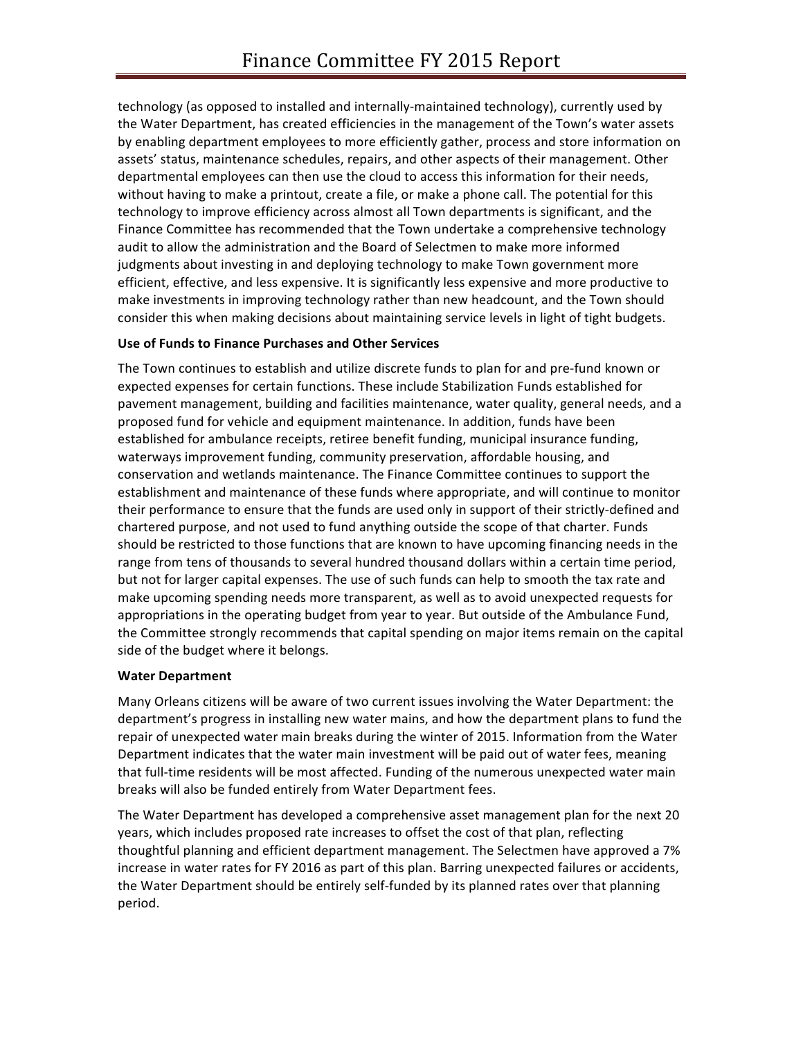technology (as opposed to installed and internally-maintained technology), currently used by the Water Department, has created efficiencies in the management of the Town's water assets by enabling department employees to more efficiently gather, process and store information on assets' status, maintenance schedules, repairs, and other aspects of their management. Other departmental employees can then use the cloud to access this information for their needs, without having to make a printout, create a file, or make a phone call. The potential for this technology to improve efficiency across almost all Town departments is significant, and the Finance Committee has recommended that the Town undertake a comprehensive technology audit to allow the administration and the Board of Selectmen to make more informed judgments about investing in and deploying technology to make Town government more efficient, effective, and less expensive. It is significantly less expensive and more productive to make investments in improving technology rather than new headcount, and the Town should consider this when making decisions about maintaining service levels in light of tight budgets.

**Use of Funds to Finance Purchases and Other Services**

The Town continues to establish and utilize discrete funds to plan for and pre-fund known or expected expenses for certain functions. These include Stabilization Funds established for pavement management, building and facilities maintenance, water quality, general needs, and a proposed fund for vehicle and equipment maintenance. In addition, funds have been established for ambulance receipts, retiree benefit funding, municipal insurance funding, waterways improvement funding, community preservation, affordable housing, and conservation and wetlands maintenance. The Finance Committee continues to support the establishment and maintenance of these funds where appropriate, and will continue to monitor their performance to ensure that the funds are used only in support of their strictly-defined and chartered purpose, and not used to fund anything outside the scope of that charter. Funds should be restricted to those functions that are known to have upcoming financing needs in the range from tens of thousands to several hundred thousand dollars within a certain time period, but not for larger capital expenses. The use of such funds can help to smooth the tax rate and make upcoming spending needs more transparent, as well as to avoid unexpected requests for appropriations in the operating budget from year to year. But outside of the Ambulance Fund, the Committee strongly recommends that capital spending on major items remain on the capital side of the budget where it belongs.

**Water Department**

Many Orleans citizens will be aware of two current issues involving the Water Department: the department's progress in installing new water mains, and how the department plans to fund the repair of unexpected water main breaks during the winter of 2015. Information from the Water Department indicates that the water main investment will be paid out of water fees, meaning that full-time residents will be most affected. Funding of the numerous unexpected water main breaks will also be funded entirely from Water Department fees.

The Water Department has developed a comprehensive asset management plan for the next 20 years, which includes proposed rate increases to offset the cost of that plan, reflecting thoughtful planning and efficient department management. The Selectmen have approved a 7% increase in water rates for FY 2016 as part of this plan. Barring unexpected failures or accidents, the Water Department should be entirely self-funded by its planned rates over that planning period.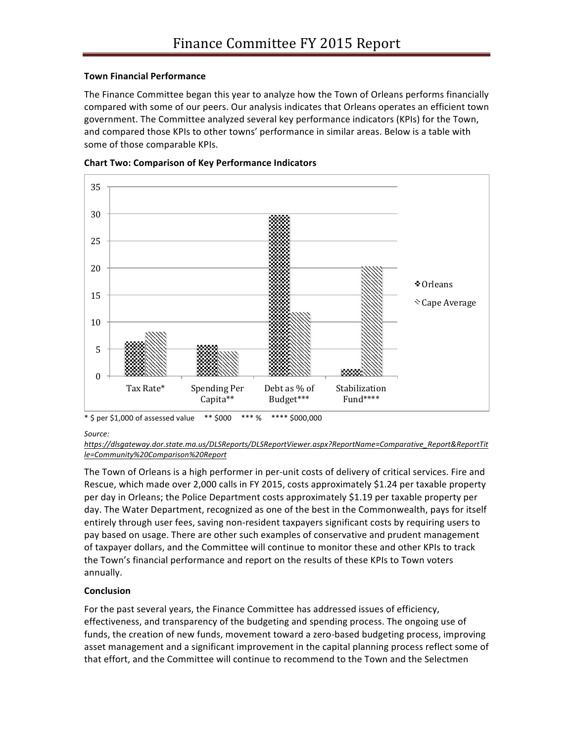**Town Financial Performance**

The Finance Committee began this year to analyze how the Town of Orleans performs financially compared with some of our peers. Our analysis indicates that Orleans operates an efficient town government. The Committee analyzed several key performance indicators (KPIs) for the Town, and compared those KPIs to other towns' performance in similar areas. Below is a table with some of those comparable KPIs.

**Chart Two: Comparison of Key Performance Indicators**

* $ per $1,000 of assessed value   ** $000   *** %   **** $000,000

*Source:*
*https://dlsgateway.dor.state.ma.us/DLSReports/DLSReportViewer.aspx?ReportName=Comparative_Report&ReportTitle=Community%20Comparison%20Report*

The Town of Orleans is a high performer in per-unit costs of delivery of critical services. Fire and Rescue, which made over 2,000 calls in FY 2015, costs approximately $1.24 per taxable property per day in Orleans; the Police Department costs approximately $1.19 per taxable property per day. The Water Department, recognized as one of the best in the Commonwealth, pays for itself entirely through user fees, saving non-resident taxpayers significant costs by requiring users to pay based on usage. There are other such examples of conservative and prudent management of taxpayer dollars, and the Committee will continue to monitor these and other KPIs to track the Town's financial performance and report on the results of these KPIs to Town voters annually.

**Conclusion**

For the past several years, the Finance Committee has addressed issues of efficiency, effectiveness, and transparency of the budgeting and spending process. The ongoing use of funds, the creation of new funds, movement toward a zero-based budgeting process, improving asset management and a significant improvement in the capital planning process reflect some of that effort, and the Committee will continue to recommend to the Town and the Selectmen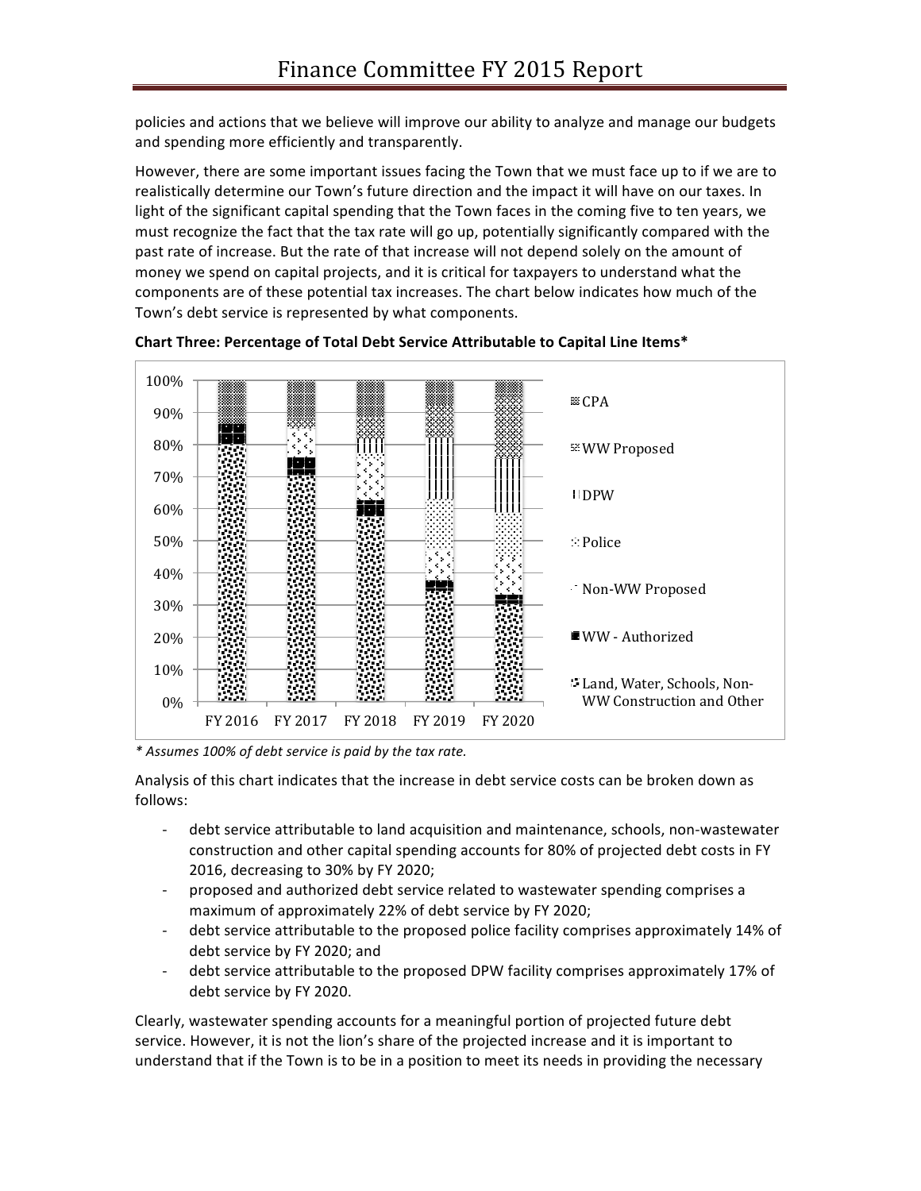policies and actions that we believe will improve our ability to analyze and manage our budgets and spending more efficiently and transparently.

However, there are some important issues facing the Town that we must face up to if we are to realistically determine our Town's future direction and the impact it will have on our taxes. In light of the significant capital spending that the Town faces in the coming five to ten years, we must recognize the fact that the tax rate will go up, potentially significantly compared with the past rate of increase. But the rate of that increase will not depend solely on the amount of money we spend on capital projects, and it is critical for taxpayers to understand what the components are of these potential tax increases. The chart below indicates how much of the Town's debt service is represented by what components.

**Chart Three: Percentage of Total Debt Service Attributable to Capital Line Items***

*\* Assumes 100% of debt service is paid by the tax rate.*

Analysis of this chart indicates that the increase in debt service costs can be broken down as follows:

- debt service attributable to land acquisition and maintenance, schools, non-wastewater construction and other capital spending accounts for 80% of projected debt costs in FY 2016, decreasing to 30% by FY 2020;
- proposed and authorized debt service related to wastewater spending comprises a maximum of approximately 22% of debt service by FY 2020;
- debt service attributable to the proposed police facility comprises approximately 14% of debt service by FY 2020; and
- debt service attributable to the proposed DPW facility comprises approximately 17% of debt service by FY 2020.

Clearly, wastewater spending accounts for a meaningful portion of projected future debt service. However, it is not the lion's share of the projected increase and it is important to understand that if the Town is to be in a position to meet its needs in providing the necessary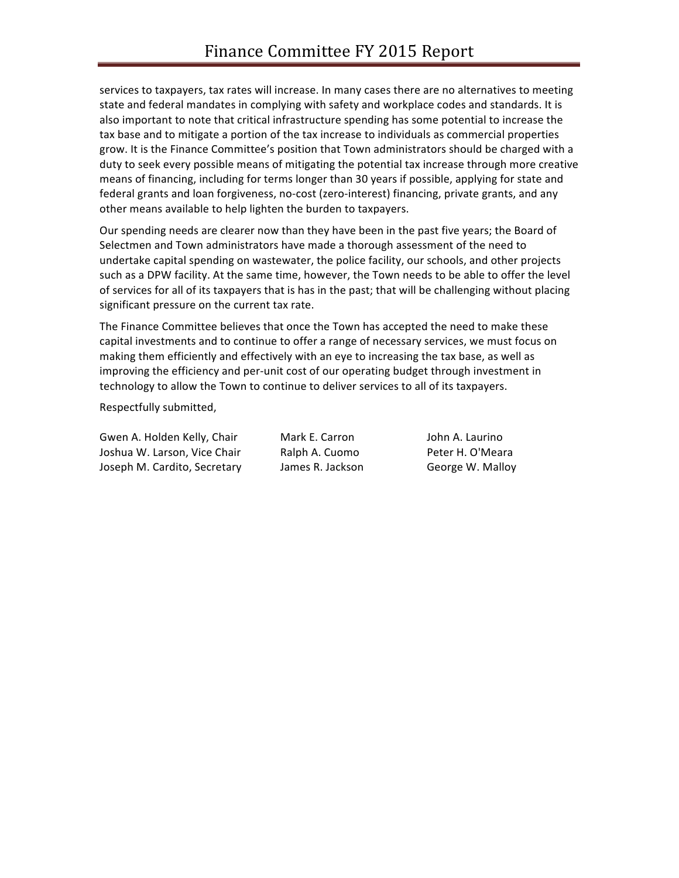services to taxpayers, tax rates will increase. In many cases there are no alternatives to meeting state and federal mandates in complying with safety and workplace codes and standards. It is also important to note that critical infrastructure spending has some potential to increase the tax base and to mitigate a portion of the tax increase to individuals as commercial properties grow. It is the Finance Committee's position that Town administrators should be charged with a duty to seek every possible means of mitigating the potential tax increase through more creative means of financing, including for terms longer than 30 years if possible, applying for state and federal grants and loan forgiveness, no-cost (zero-interest) financing, private grants, and any other means available to help lighten the burden to taxpayers.

Our spending needs are clearer now than they have been in the past five years; the Board of Selectmen and Town administrators have made a thorough assessment of the need to undertake capital spending on wastewater, the police facility, our schools, and other projects such as a DPW facility. At the same time, however, the Town needs to be able to offer the level of services for all of its taxpayers that is has in the past; that will be challenging without placing significant pressure on the current tax rate.

The Finance Committee believes that once the Town has accepted the need to make these capital investments and to continue to offer a range of necessary services, we must focus on making them efficiently and effectively with an eye to increasing the tax base, as well as improving the efficiency and per-unit cost of our operating budget through investment in technology to allow the Town to continue to deliver services to all of its taxpayers.

Respectfully submitted,

Gwen A. Holden Kelly, Chair
Joshua W. Larson, Vice Chair
Joseph M. Cardito, Secretary
Mark E. Carron
Ralph A. Cuomo
James R. Jackson
John A. Laurino
Peter H. O'Meara
George W. Malloy